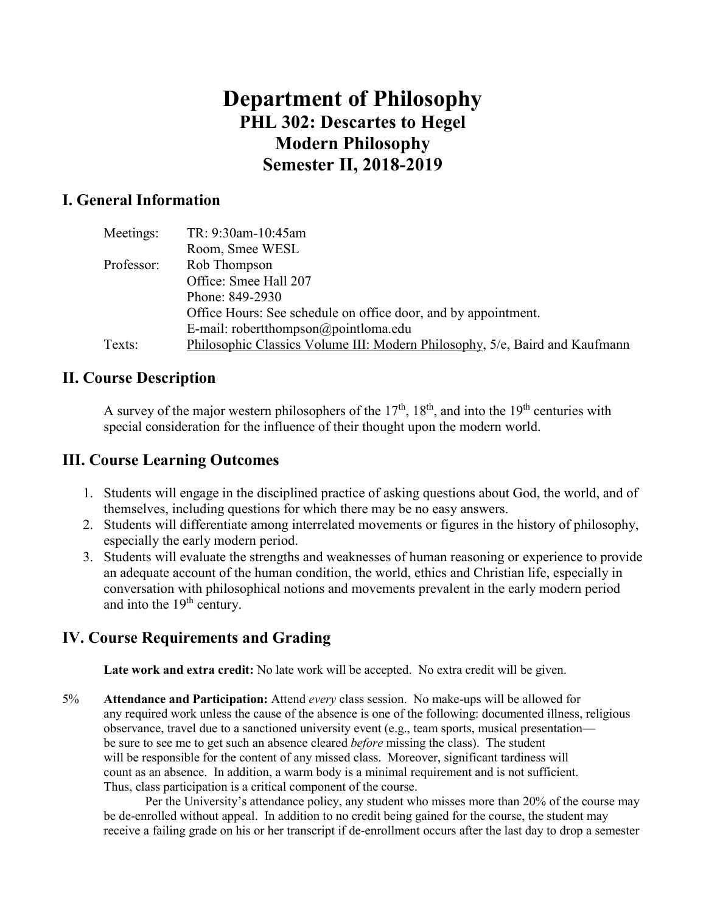# Department of Philosophy

## PHL 302: Descartes to Hegel

## Modern Philosophy

## Semester II, 2018-2019

## I. General Information

| | |
|---|---|
| Meetings: | TR: 9:30am-10:45am |
| | Room, Smee WESL |
| Professor: | Rob Thompson |
| | Office: Smee Hall 207 |
| | Phone: 849-2930 |
| | Office Hours: See schedule on office door, and by appointment. |
| | E-mail: robertthompson@pointloma.edu |
| Texts: | Philosophic Classics Volume III: Modern Philosophy, 5/e, Baird and Kaufmann |

## II. Course Description

A survey of the major western philosophers of the 17th, 18th, and into the 19th centuries with special consideration for the influence of their thought upon the modern world.

## III. Course Learning Outcomes

1. Students will engage in the disciplined practice of asking questions about God, the world, and of themselves, including questions for which there may be no easy answers.
2. Students will differentiate among interrelated movements or figures in the history of philosophy, especially the early modern period.
3. Students will evaluate the strengths and weaknesses of human reasoning or experience to provide an adequate account of the human condition, the world, ethics and Christian life, especially in conversation with philosophical notions and movements prevalent in the early modern period and into the 19th century.

## IV. Course Requirements and Grading

**Late work and extra credit:** No late work will be accepted. No extra credit will be given.

5% **Attendance and Participation:** Attend *every* class session. No make-ups will be allowed for any required work unless the cause of the absence is one of the following: documented illness, religious observance, travel due to a sanctioned university event (e.g., team sports, musical presentation—be sure to see me to get such an absence cleared *before* missing the class). The student will be responsible for the content of any missed class. Moreover, significant tardiness will count as an absence. In addition, a warm body is a minimal requirement and is not sufficient. Thus, class participation is a critical component of the course.

Per the University's attendance policy, any student who misses more than 20% of the course may be de-enrolled without appeal. In addition to no credit being gained for the course, the student may receive a failing grade on his or her transcript if de-enrollment occurs after the last day to drop a semester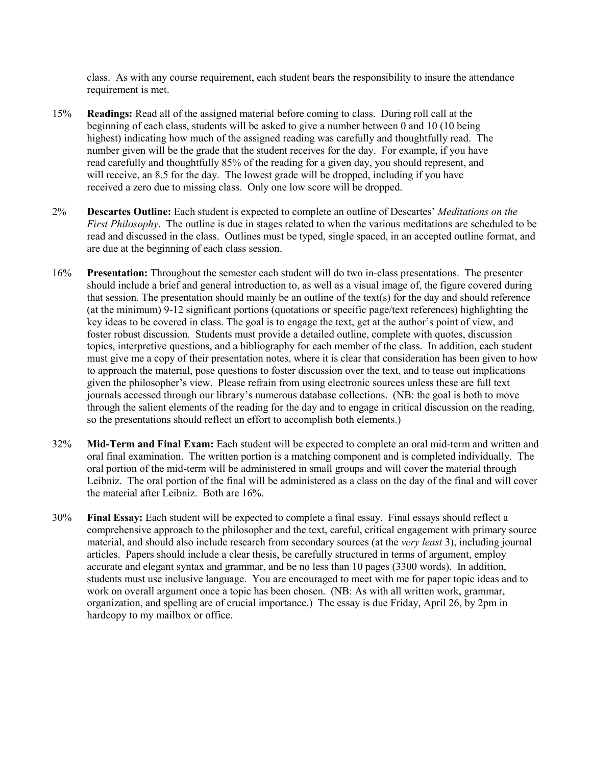class. As with any course requirement, each student bears the responsibility to insure the attendance requirement is met.

15% **Readings:** Read all of the assigned material before coming to class. During roll call at the beginning of each class, students will be asked to give a number between 0 and 10 (10 being highest) indicating how much of the assigned reading was carefully and thoughtfully read. The number given will be the grade that the student receives for the day. For example, if you have read carefully and thoughtfully 85% of the reading for a given day, you should represent, and will receive, an 8.5 for the day. The lowest grade will be dropped, including if you have received a zero due to missing class. Only one low score will be dropped.

2% **Descartes Outline:** Each student is expected to complete an outline of Descartes' *Meditations on the First Philosophy*. The outline is due in stages related to when the various meditations are scheduled to be read and discussed in the class. Outlines must be typed, single spaced, in an accepted outline format, and are due at the beginning of each class session.

16% **Presentation:** Throughout the semester each student will do two in-class presentations. The presenter should include a brief and general introduction to, as well as a visual image of, the figure covered during that session. The presentation should mainly be an outline of the text(s) for the day and should reference (at the minimum) 9-12 significant portions (quotations or specific page/text references) highlighting the key ideas to be covered in class. The goal is to engage the text, get at the author's point of view, and foster robust discussion. Students must provide a detailed outline, complete with quotes, discussion topics, interpretive questions, and a bibliography for each member of the class. In addition, each student must give me a copy of their presentation notes, where it is clear that consideration has been given to how to approach the material, pose questions to foster discussion over the text, and to tease out implications given the philosopher's view. Please refrain from using electronic sources unless these are full text journals accessed through our library's numerous database collections. (NB: the goal is both to move through the salient elements of the reading for the day and to engage in critical discussion on the reading, so the presentations should reflect an effort to accomplish both elements.)

32% **Mid-Term and Final Exam:** Each student will be expected to complete an oral mid-term and written and oral final examination. The written portion is a matching component and is completed individually. The oral portion of the mid-term will be administered in small groups and will cover the material through Leibniz. The oral portion of the final will be administered as a class on the day of the final and will cover the material after Leibniz. Both are 16%.

30% **Final Essay:** Each student will be expected to complete a final essay. Final essays should reflect a comprehensive approach to the philosopher and the text, careful, critical engagement with primary source material, and should also include research from secondary sources (at the *very least* 3), including journal articles. Papers should include a clear thesis, be carefully structured in terms of argument, employ accurate and elegant syntax and grammar, and be no less than 10 pages (3300 words). In addition, students must use inclusive language. You are encouraged to meet with me for paper topic ideas and to work on overall argument once a topic has been chosen. (NB: As with all written work, grammar, organization, and spelling are of crucial importance.) The essay is due Friday, April 26, by 2pm in hardcopy to my mailbox or office.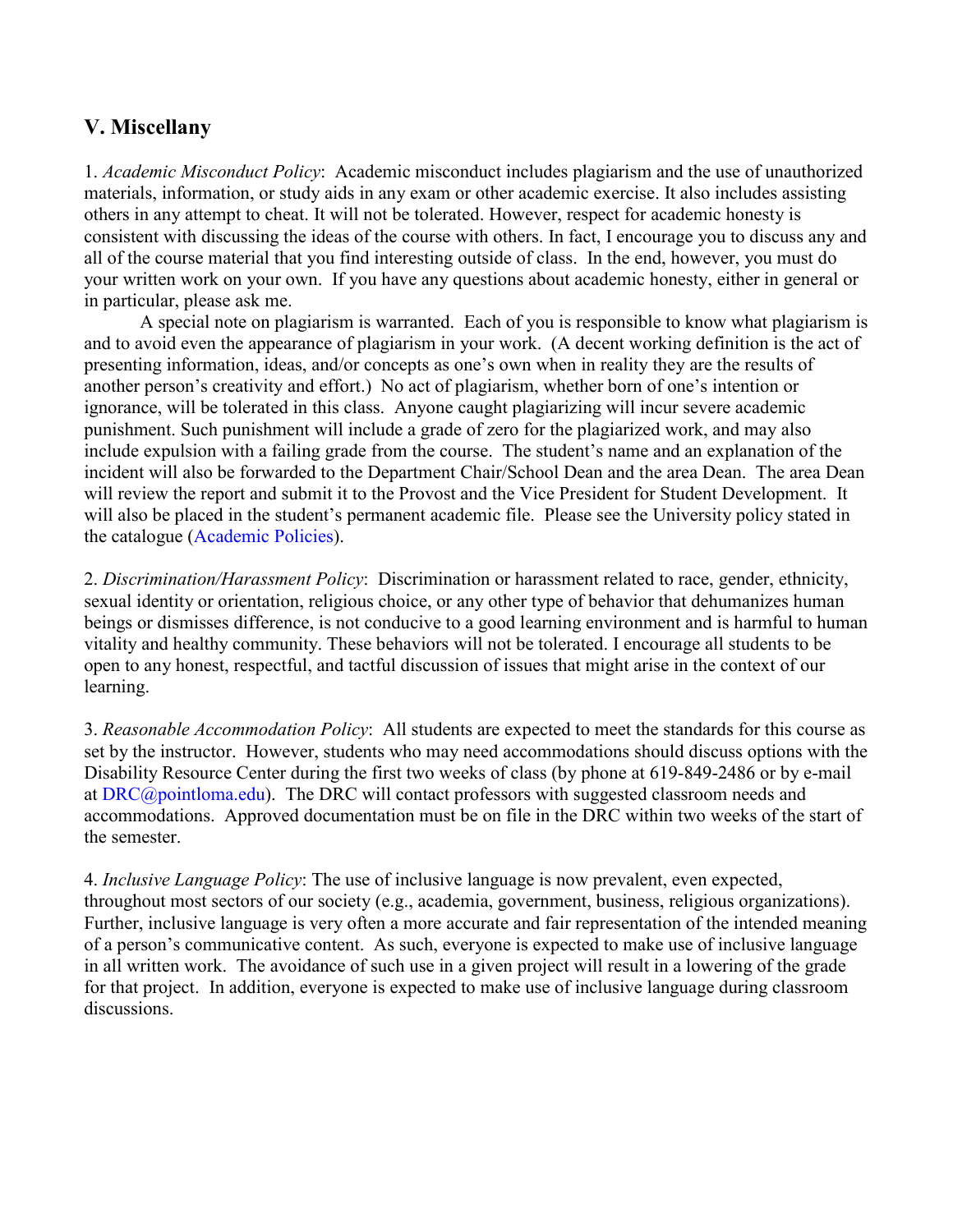## V. Miscellany

1. *Academic Misconduct Policy*: Academic misconduct includes plagiarism and the use of unauthorized materials, information, or study aids in any exam or other academic exercise. It also includes assisting others in any attempt to cheat. It will not be tolerated. However, respect for academic honesty is consistent with discussing the ideas of the course with others. In fact, I encourage you to discuss any and all of the course material that you find interesting outside of class. In the end, however, you must do your written work on your own. If you have any questions about academic honesty, either in general or in particular, please ask me.

A special note on plagiarism is warranted. Each of you is responsible to know what plagiarism is and to avoid even the appearance of plagiarism in your work. (A decent working definition is the act of presenting information, ideas, and/or concepts as one's own when in reality they are the results of another person's creativity and effort.) No act of plagiarism, whether born of one's intention or ignorance, will be tolerated in this class. Anyone caught plagiarizing will incur severe academic punishment. Such punishment will include a grade of zero for the plagiarized work, and may also include expulsion with a failing grade from the course. The student's name and an explanation of the incident will also be forwarded to the Department Chair/School Dean and the area Dean. The area Dean will review the report and submit it to the Provost and the Vice President for Student Development. It will also be placed in the student's permanent academic file. Please see the University policy stated in the catalogue (Academic Policies).

2. *Discrimination/Harassment Policy*: Discrimination or harassment related to race, gender, ethnicity, sexual identity or orientation, religious choice, or any other type of behavior that dehumanizes human beings or dismisses difference, is not conducive to a good learning environment and is harmful to human vitality and healthy community. These behaviors will not be tolerated. I encourage all students to be open to any honest, respectful, and tactful discussion of issues that might arise in the context of our learning.

3. *Reasonable Accommodation Policy*: All students are expected to meet the standards for this course as set by the instructor. However, students who may need accommodations should discuss options with the Disability Resource Center during the first two weeks of class (by phone at 619-849-2486 or by e-mail at DRC@pointloma.edu). The DRC will contact professors with suggested classroom needs and accommodations. Approved documentation must be on file in the DRC within two weeks of the start of the semester.

4. *Inclusive Language Policy*: The use of inclusive language is now prevalent, even expected, throughout most sectors of our society (e.g., academia, government, business, religious organizations). Further, inclusive language is very often a more accurate and fair representation of the intended meaning of a person's communicative content. As such, everyone is expected to make use of inclusive language in all written work. The avoidance of such use in a given project will result in a lowering of the grade for that project. In addition, everyone is expected to make use of inclusive language during classroom discussions.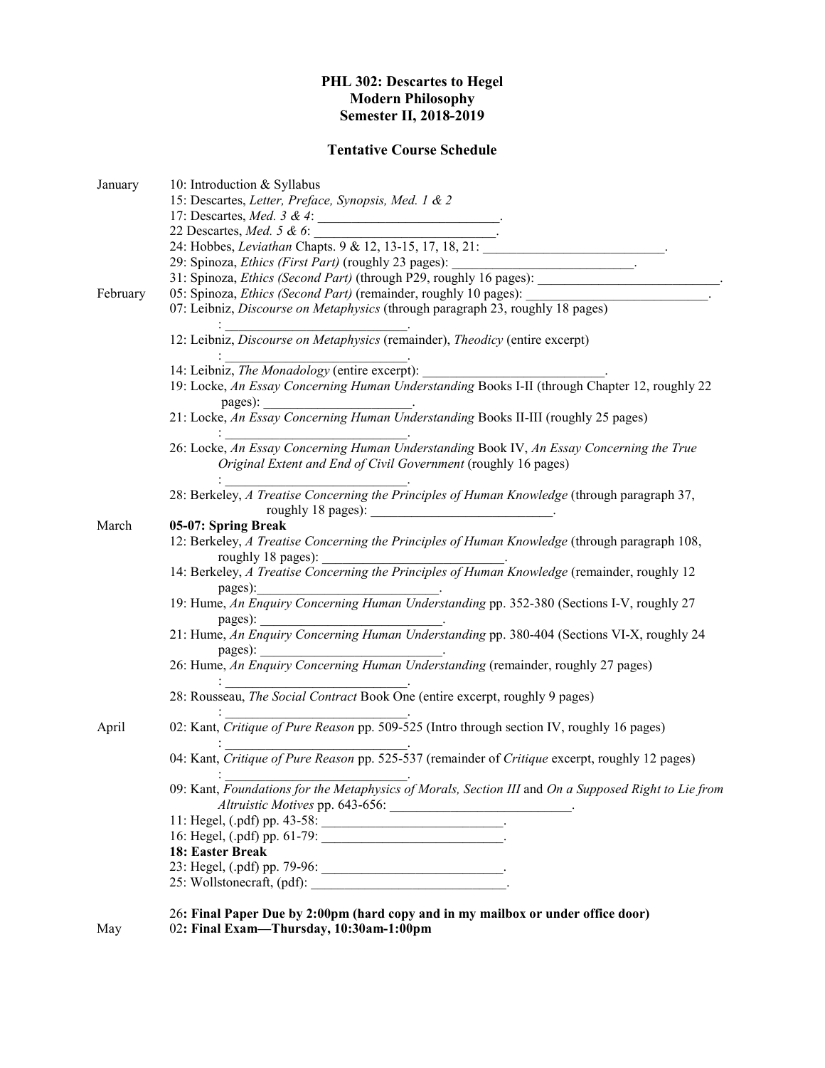**PHL 302: Descartes to Hegel**
**Modern Philosophy**
**Semester II, 2018-2019**

**Tentative Course Schedule**

January

10: Introduction & Syllabus
15: Descartes, *Letter, Preface, Synopsis, Med. 1 & 2*
17: Descartes, *Med. 3 & 4*: ___________________________.
22 Descartes, *Med. 5 & 6*: ___________________________.
24: Hobbes, *Leviathan* Chapts. 9 & 12, 13-15, 17, 18, 21: ___________________________.
29: Spinoza, *Ethics (First Part)* (roughly 23 pages): ___________________________.
31: Spinoza, *Ethics (Second Part)* (through P29, roughly 16 pages): ___________________________.

February

05: Spinoza, *Ethics (Second Part)* (remainder, roughly 10 pages): ___________________________.
07: Leibniz, *Discourse on Metaphysics* (through paragraph 23, roughly 18 pages)
: ___________________________.
12: Leibniz, *Discourse on Metaphysics* (remainder), *Theodicy* (entire excerpt)
: ___________________________.
14: Leibniz, *The Monadology* (entire excerpt): ___________________________.
19: Locke, *An Essay Concerning Human Understanding* Books I-II (through Chapter 12, roughly 22 pages): ______________________.
21: Locke, *An Essay Concerning Human Understanding* Books II-III (roughly 25 pages)
: ___________________________.
26: Locke, *An Essay Concerning Human Understanding* Book IV, *An Essay Concerning the True Original Extent and End of Civil Government* (roughly 16 pages)
: ___________________________.
28: Berkeley, *A Treatise Concerning the Principles of Human Knowledge* (through paragraph 37, roughly 18 pages): ___________________________.

March

**05-07: Spring Break**
12: Berkeley, *A Treatise Concerning the Principles of Human Knowledge* (through paragraph 108, roughly 18 pages): ___________________________.
14: Berkeley, *A Treatise Concerning the Principles of Human Knowledge* (remainder, roughly 12 pages):___________________________.
19: Hume, *An Enquiry Concerning Human Understanding* pp. 352-380 (Sections I-V, roughly 27 pages): ___________________________.
21: Hume, *An Enquiry Concerning Human Understanding* pp. 380-404 (Sections VI-X, roughly 24 pages): ___________________________.
26: Hume, *An Enquiry Concerning Human Understanding* (remainder, roughly 27 pages)
: ___________________________.
28: Rousseau, *The Social Contract* Book One (entire excerpt, roughly 9 pages)
: ___________________________.

April

02: Kant, *Critique of Pure Reason* pp. 509-525 (Intro through section IV, roughly 16 pages)
: ___________________________.
04: Kant, *Critique of Pure Reason* pp. 525-537 (remainder of *Critique* excerpt, roughly 12 pages)
: ___________________________.
09: Kant, *Foundations for the Metaphysics of Morals, Section III* and *On a Supposed Right to Lie from Altruistic Motives* pp. 643-656: ___________________________.
11: Hegel, (.pdf) pp. 43-58: ___________________________.
16: Hegel, (.pdf) pp. 61-79: ___________________________.
**18: Easter Break**
23: Hegel, (.pdf) pp. 79-96: ___________________________.
25: Wollstonecraft, (pdf): _____________________________.

26**: Final Paper Due by 2:00pm (hard copy and in my mailbox or under office door)**

May

02**: Final Exam—Thursday, 10:30am-1:00pm**